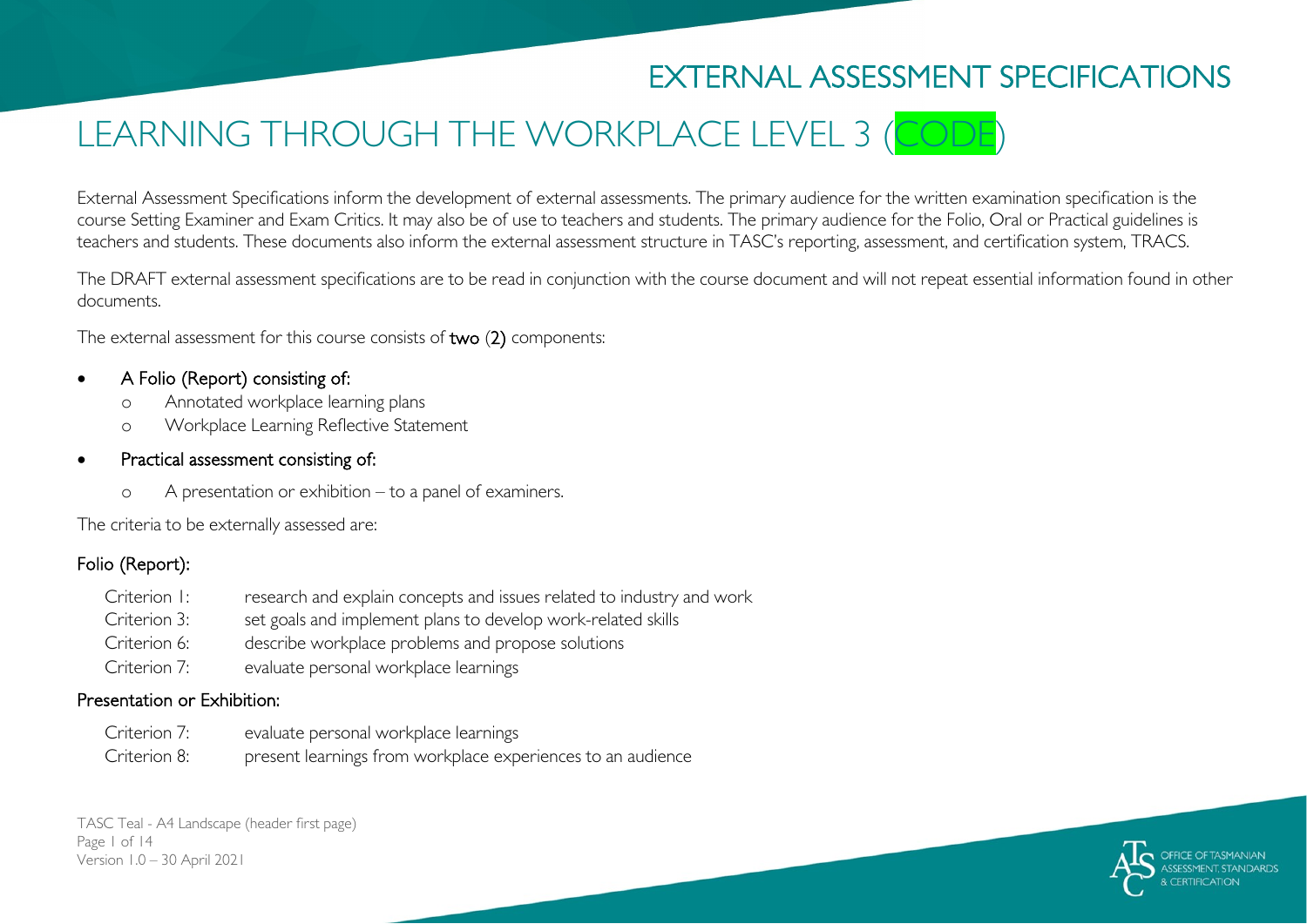# EXTERNAL ASSESSMENT SPECIFICATIONS

# LEARNING THROUGH THE WORKPLACE LEVEL 3 (CODE)

External Assessment Specifications inform the development of external assessments. The primary audience for the written examination specification is the course Setting Examiner and Exam Critics. It may also be of use to teachers and students. The primary audience for the Folio, Oral or Practical guidelines is teachers and students. These documents also inform the external assessment structure in TASC's reporting, assessment, and certification system, TRACS.

The DRAFT external assessment specifications are to be read in conjunction with the course document and will not repeat essential information found in other documents.

The external assessment for this course consists of **two (2)** components:

- A Folio (Report) consisting of:
  - Annotated workplace learning plans
  - Workplace Learning Reflective Statement
- Practical assessment consisting of:
  - A presentation or exhibition – to a panel of examiners.

The criteria to be externally assessed are:

### Folio (Report):

| | |
|---|---|
| Criterion 1: | research and explain concepts and issues related to industry and work |
| Criterion 3: | set goals and implement plans to develop work-related skills |
| Criterion 6: | describe workplace problems and propose solutions |
| Criterion 7: | evaluate personal workplace learnings |

### Presentation or Exhibition:

| | |
|---|---|
| Criterion 7: | evaluate personal workplace learnings |
| Criterion 8: | present learnings from workplace experiences to an audience |

TASC Teal - A4 Landscape (header first page)

Version 1.0 – 30 April 2021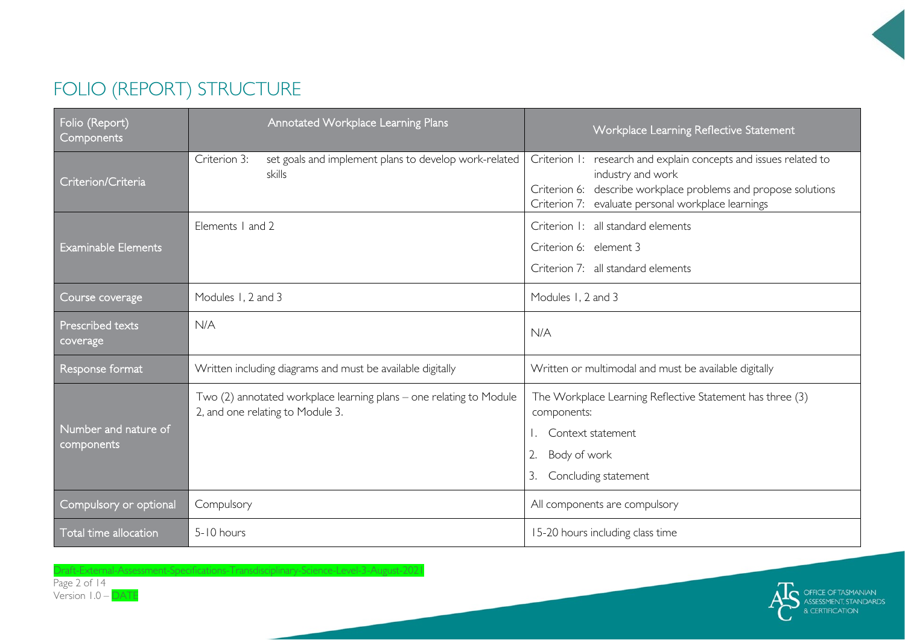# FOLIO (REPORT) STRUCTURE

| Folio (Report) Components | Annotated Workplace Learning Plans | Workplace Learning Reflective Statement |
|---|---|---|
| Criterion/Criteria | Criterion 3: set goals and implement plans to develop work-related skills | Criterion 1: research and explain concepts and issues related to industry and work<br>Criterion 6: describe workplace problems and propose solutions<br>Criterion 7: evaluate personal workplace learnings |
| Examinable Elements | Elements 1 and 2 | Criterion 1: all standard elements<br>Criterion 6: element 3<br>Criterion 7: all standard elements |
| Course coverage | Modules 1, 2 and 3 | Modules 1, 2 and 3 |
| Prescribed texts coverage | N/A | N/A |
| Response format | Written including diagrams and must be available digitally | Written or multimodal and must be available digitally |
| Number and nature of components | Two (2) annotated workplace learning plans – one relating to Module 2, and one relating to Module 3. | The Workplace Learning Reflective Statement has three (3) components:<br>1. Context statement<br>2. Body of work<br>3. Concluding statement |
| Compulsory or optional | Compulsory | All components are compulsory |
| Total time allocation | 5-10 hours | 15-20 hours including class time |

Draft-External-Assessment-Specifications-Transdisciplinary-Science-Level-3-August-2021

Version 1.0 – DATE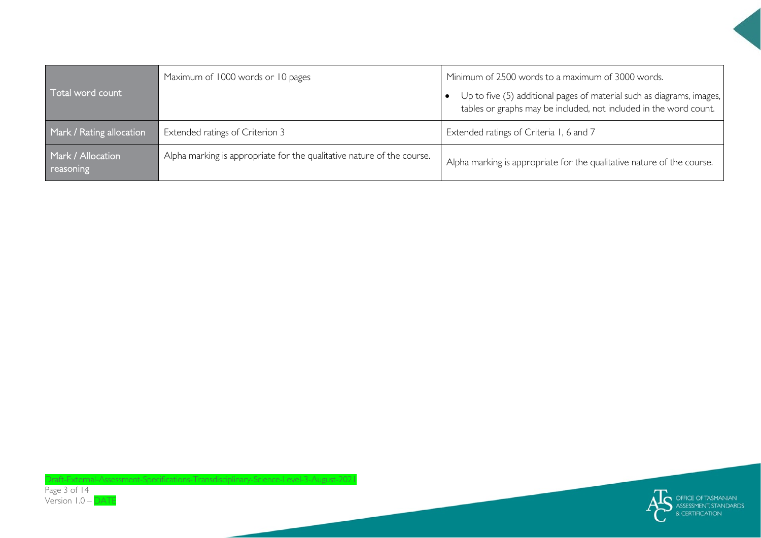| | | |
|---|---|---|
| Total word count | Maximum of 1000 words or 10 pages | Minimum of 2500 words to a maximum of 3000 words.<br>• Up to five (5) additional pages of material such as diagrams, images, tables or graphs may be included, not included in the word count. |
| Mark / Rating allocation | Extended ratings of Criterion 3 | Extended ratings of Criteria 1, 6 and 7 |
| Mark / Allocation reasoning | Alpha marking is appropriate for the qualitative nature of the course. | Alpha marking is appropriate for the qualitative nature of the course. |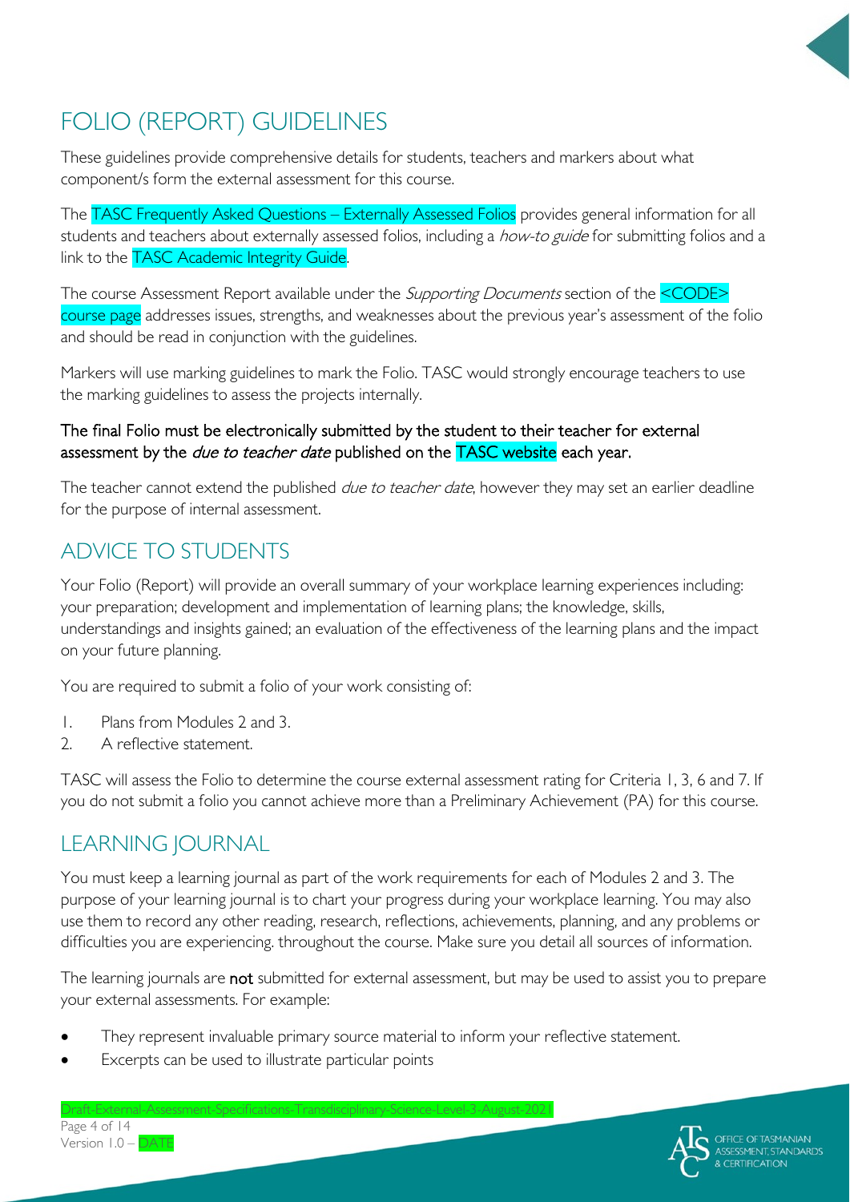# FOLIO (REPORT) GUIDELINES

These guidelines provide comprehensive details for students, teachers and markers about what component/s form the external assessment for this course.

The TASC Frequently Asked Questions – Externally Assessed Folios provides general information for all students and teachers about externally assessed folios, including a *how-to guide* for submitting folios and a link to the TASC Academic Integrity Guide.

The course Assessment Report available under the *Supporting Documents* section of the <CODE> course page addresses issues, strengths, and weaknesses about the previous year's assessment of the folio and should be read in conjunction with the guidelines.

Markers will use marking guidelines to mark the Folio. TASC would strongly encourage teachers to use the marking guidelines to assess the projects internally.

**The final Folio must be electronically submitted by the student to their teacher for external assessment by the *due to teacher date* published on the TASC website each year.**

The teacher cannot extend the published *due to teacher date*, however they may set an earlier deadline for the purpose of internal assessment.

## ADVICE TO STUDENTS

Your Folio (Report) will provide an overall summary of your workplace learning experiences including: your preparation; development and implementation of learning plans; the knowledge, skills, understandings and insights gained; an evaluation of the effectiveness of the learning plans and the impact on your future planning.

You are required to submit a folio of your work consisting of:

1. Plans from Modules 2 and 3.
2. A reflective statement.

TASC will assess the Folio to determine the course external assessment rating for Criteria 1, 3, 6 and 7. If you do not submit a folio you cannot achieve more than a Preliminary Achievement (PA) for this course.

## LEARNING JOURNAL

You must keep a learning journal as part of the work requirements for each of Modules 2 and 3. The purpose of your learning journal is to chart your progress during your workplace learning. You may also use them to record any other reading, research, reflections, achievements, planning, and any problems or difficulties you are experiencing. throughout the course. Make sure you detail all sources of information.

The learning journals are **not** submitted for external assessment, but may be used to assist you to prepare your external assessments. For example:

- They represent invaluable primary source material to inform your reflective statement.
- Excerpts can be used to illustrate particular points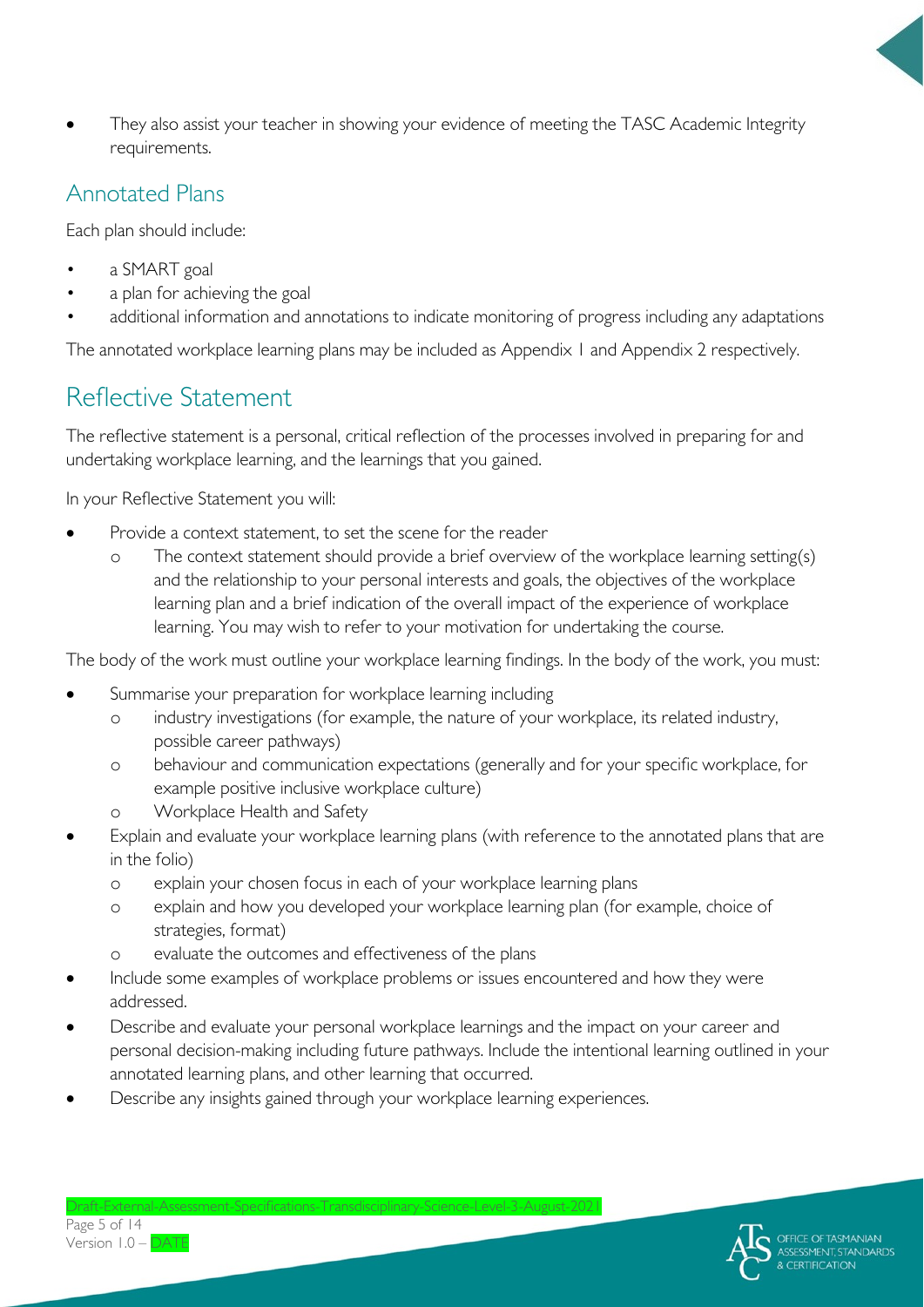- They also assist your teacher in showing your evidence of meeting the TASC Academic Integrity requirements.

### Annotated Plans

Each plan should include:

- a SMART goal
- a plan for achieving the goal
- additional information and annotations to indicate monitoring of progress including any adaptations

The annotated workplace learning plans may be included as Appendix 1 and Appendix 2 respectively.

## Reflective Statement

The reflective statement is a personal, critical reflection of the processes involved in preparing for and undertaking workplace learning, and the learnings that you gained.

In your Reflective Statement you will:

- Provide a context statement, to set the scene for the reader
    - The context statement should provide a brief overview of the workplace learning setting(s) and the relationship to your personal interests and goals, the objectives of the workplace learning plan and a brief indication of the overall impact of the experience of workplace learning. You may wish to refer to your motivation for undertaking the course.

The body of the work must outline your workplace learning findings. In the body of the work, you must:

- Summarise your preparation for workplace learning including
    - industry investigations (for example, the nature of your workplace, its related industry, possible career pathways)
    - behaviour and communication expectations (generally and for your specific workplace, for example positive inclusive workplace culture)
    - Workplace Health and Safety
- Explain and evaluate your workplace learning plans (with reference to the annotated plans that are in the folio)
    - explain your chosen focus in each of your workplace learning plans
    - explain and how you developed your workplace learning plan (for example, choice of strategies, format)
    - evaluate the outcomes and effectiveness of the plans
- Include some examples of workplace problems or issues encountered and how they were addressed.
- Describe and evaluate your personal workplace learnings and the impact on your career and personal decision-making including future pathways. Include the intentional learning outlined in your annotated learning plans, and other learning that occurred.
- Describe any insights gained through your workplace learning experiences.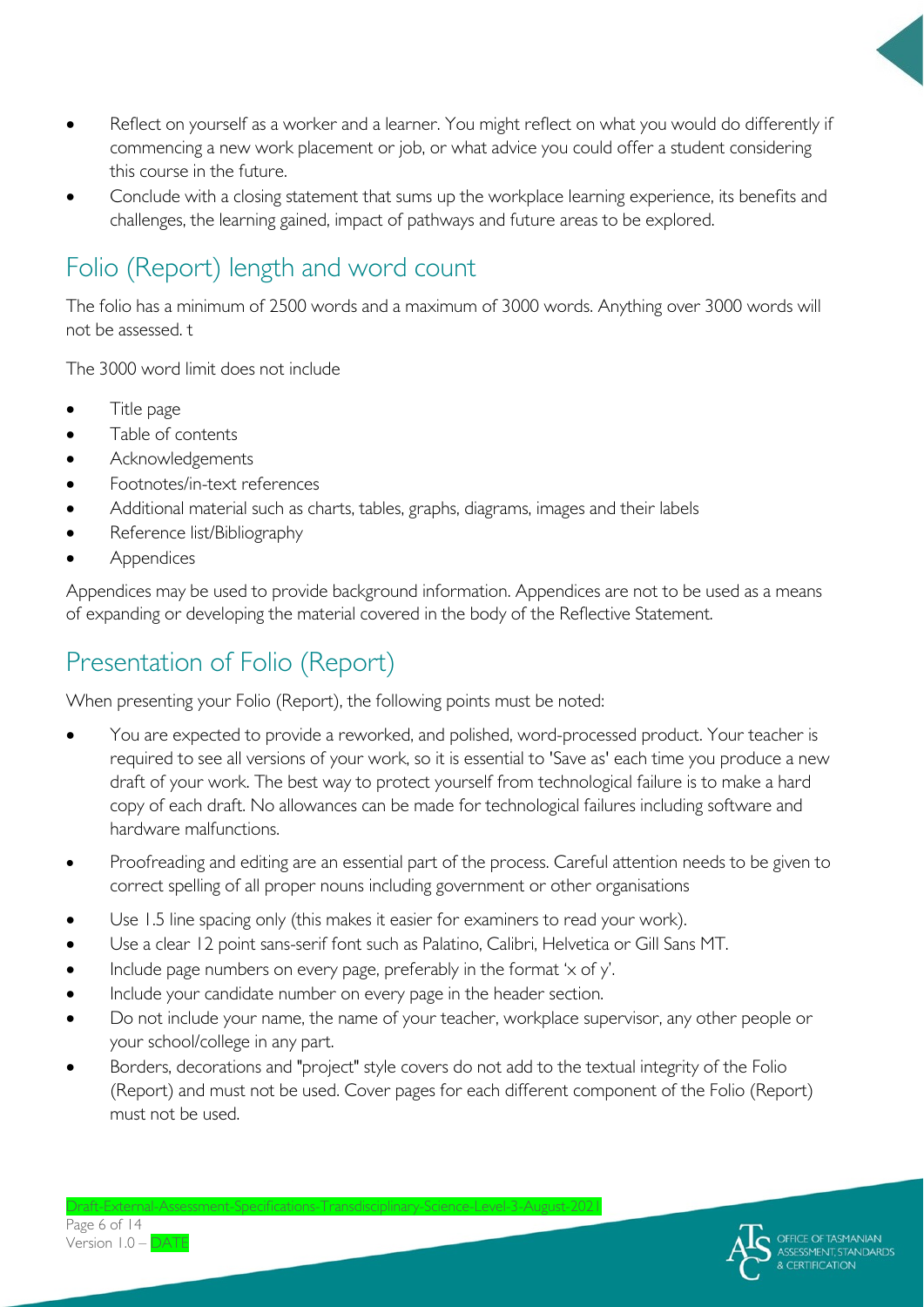- Reflect on yourself as a worker and a learner. You might reflect on what you would do differently if commencing a new work placement or job, or what advice you could offer a student considering this course in the future.
- Conclude with a closing statement that sums up the workplace learning experience, its benefits and challenges, the learning gained, impact of pathways and future areas to be explored.

## Folio (Report) length and word count

The folio has a minimum of 2500 words and a maximum of 3000 words. Anything over 3000 words will not be assessed. t

The 3000 word limit does not include

- Title page
- Table of contents
- Acknowledgements
- Footnotes/in-text references
- Additional material such as charts, tables, graphs, diagrams, images and their labels
- Reference list/Bibliography
- Appendices

Appendices may be used to provide background information. Appendices are not to be used as a means of expanding or developing the material covered in the body of the Reflective Statement.

## Presentation of Folio (Report)

When presenting your Folio (Report), the following points must be noted:

- You are expected to provide a reworked, and polished, word-processed product. Your teacher is required to see all versions of your work, so it is essential to 'Save as' each time you produce a new draft of your work. The best way to protect yourself from technological failure is to make a hard copy of each draft. No allowances can be made for technological failures including software and hardware malfunctions.
- Proofreading and editing are an essential part of the process. Careful attention needs to be given to correct spelling of all proper nouns including government or other organisations
- Use 1.5 line spacing only (this makes it easier for examiners to read your work).
- Use a clear 12 point sans-serif font such as Palatino, Calibri, Helvetica or Gill Sans MT.
- Include page numbers on every page, preferably in the format 'x of y'.
- Include your candidate number on every page in the header section.
- Do not include your name, the name of your teacher, workplace supervisor, any other people or your school/college in any part.
- Borders, decorations and "project" style covers do not add to the textual integrity of the Folio (Report) and must not be used. Cover pages for each different component of the Folio (Report) must not be used.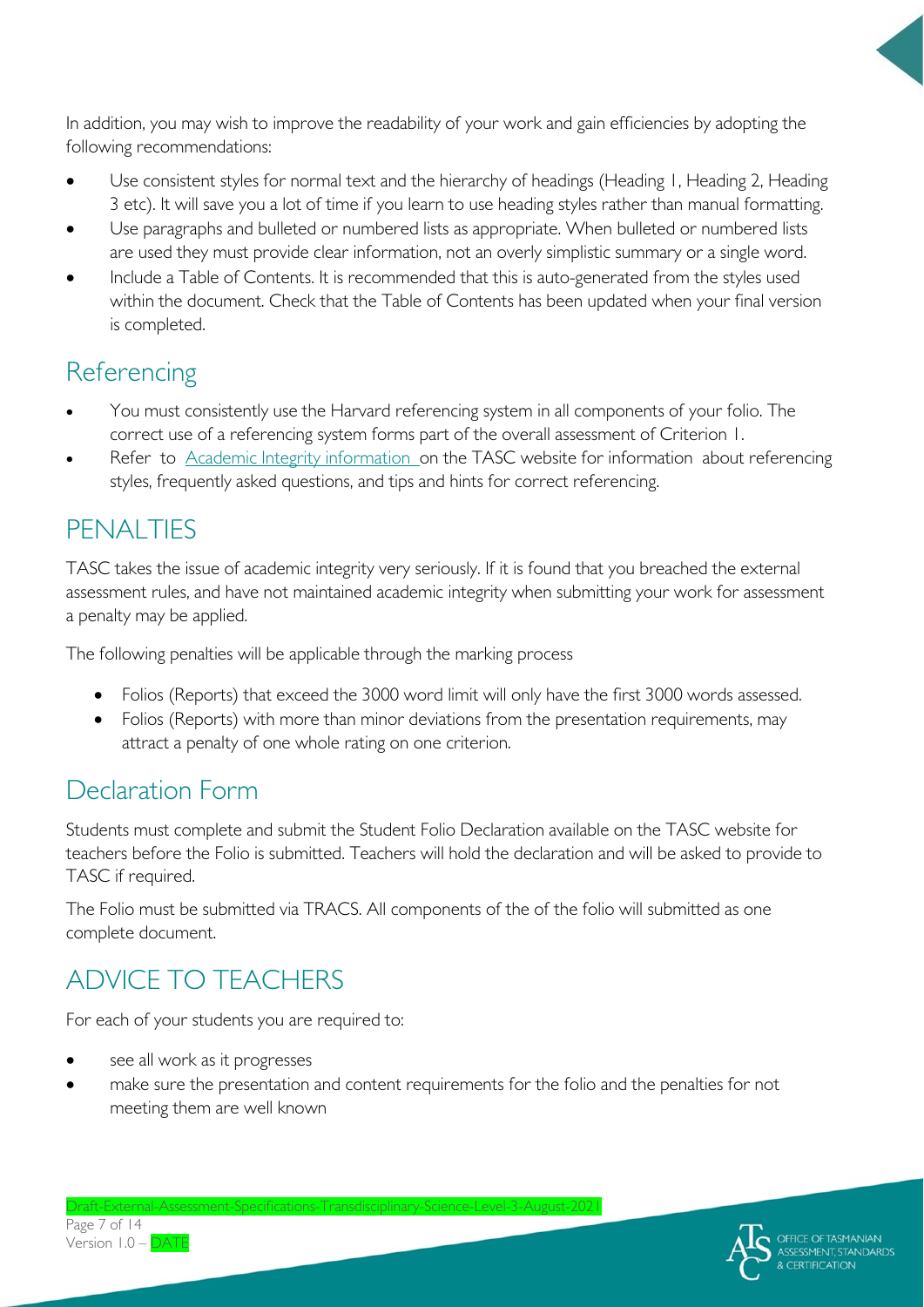In addition, you may wish to improve the readability of your work and gain efficiencies by adopting the following recommendations:

- Use consistent styles for normal text and the hierarchy of headings (Heading 1, Heading 2, Heading 3 etc). It will save you a lot of time if you learn to use heading styles rather than manual formatting.
- Use paragraphs and bulleted or numbered lists as appropriate. When bulleted or numbered lists are used they must provide clear information, not an overly simplistic summary or a single word.
- Include a Table of Contents. It is recommended that this is auto-generated from the styles used within the document. Check that the Table of Contents has been updated when your final version is completed.

## Referencing

- You must consistently use the Harvard referencing system in all components of your folio. The correct use of a referencing system forms part of the overall assessment of Criterion 1.
- Refer to Academic Integrity information on the TASC website for information about referencing styles, frequently asked questions, and tips and hints for correct referencing.

## PENALTIES

TASC takes the issue of academic integrity very seriously. If it is found that you breached the external assessment rules, and have not maintained academic integrity when submitting your work for assessment a penalty may be applied.

The following penalties will be applicable through the marking process

- Folios (Reports) that exceed the 3000 word limit will only have the first 3000 words assessed.
- Folios (Reports) with more than minor deviations from the presentation requirements, may attract a penalty of one whole rating on one criterion.

## Declaration Form

Students must complete and submit the Student Folio Declaration available on the TASC website for teachers before the Folio is submitted. Teachers will hold the declaration and will be asked to provide to TASC if required.

The Folio must be submitted via TRACS. All components of the of the folio will submitted as one complete document.

## ADVICE TO TEACHERS

For each of your students you are required to:

- see all work as it progresses
- make sure the presentation and content requirements for the folio and the penalties for not meeting them are well known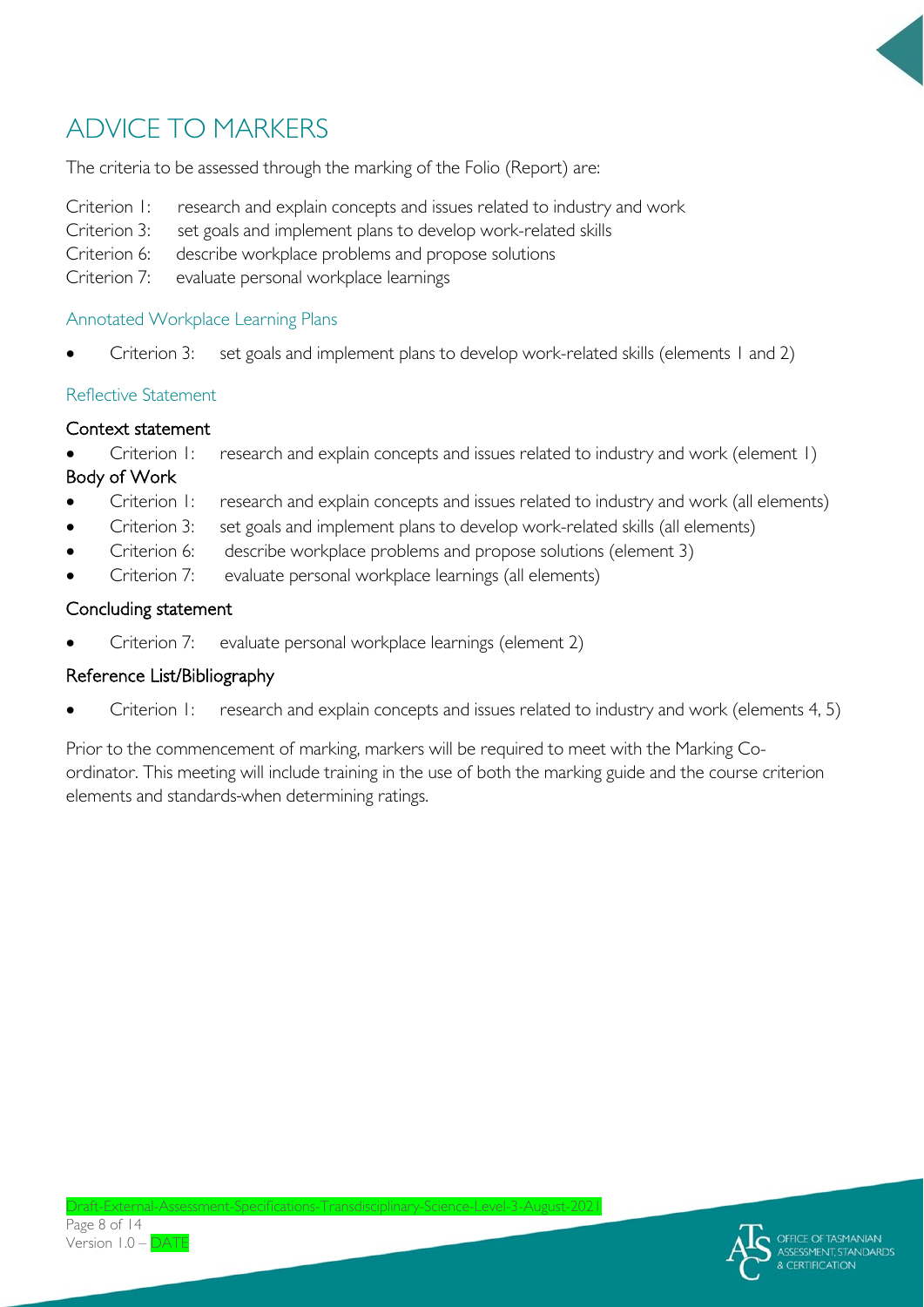# ADVICE TO MARKERS

The criteria to be assessed through the marking of the Folio (Report) are:

Criterion 1: research and explain concepts and issues related to industry and work
Criterion 3: set goals and implement plans to develop work-related skills
Criterion 6: describe workplace problems and propose solutions
Criterion 7: evaluate personal workplace learnings

## Annotated Workplace Learning Plans

- Criterion 3: set goals and implement plans to develop work-related skills (elements 1 and 2)

## Reflective Statement

### Context statement

- Criterion 1: research and explain concepts and issues related to industry and work (element 1)

### Body of Work

- Criterion 1: research and explain concepts and issues related to industry and work (all elements)
- Criterion 3: set goals and implement plans to develop work-related skills (all elements)
- Criterion 6: describe workplace problems and propose solutions (element 3)
- Criterion 7: evaluate personal workplace learnings (all elements)

### Concluding statement

- Criterion 7: evaluate personal workplace learnings (element 2)

### Reference List/Bibliography

- Criterion 1: research and explain concepts and issues related to industry and work (elements 4, 5)

Prior to the commencement of marking, markers will be required to meet with the Marking Co-ordinator. This meeting will include training in the use of both the marking guide and the course criterion elements and standards-when determining ratings.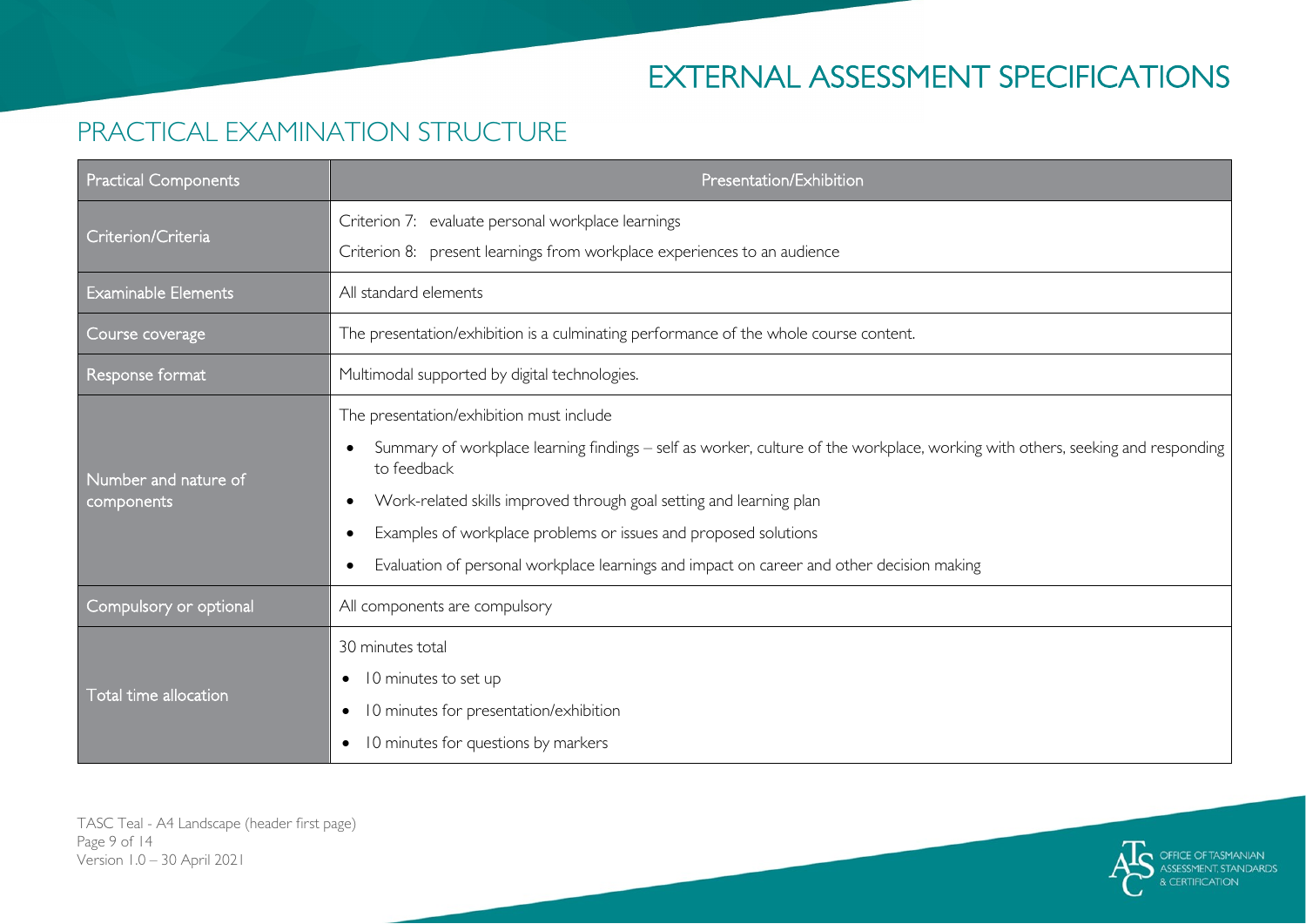# EXTERNAL ASSESSMENT SPECIFICATIONS

## PRACTICAL EXAMINATION STRUCTURE

| Practical Components | Presentation/Exhibition |
|---|---|
| Criterion/Criteria | Criterion 7: evaluate personal workplace learnings<br>Criterion 8: present learnings from workplace experiences to an audience |
| Examinable Elements | All standard elements |
| Course coverage | The presentation/exhibition is a culminating performance of the whole course content. |
| Response format | Multimodal supported by digital technologies. |
| Number and nature of components | The presentation/exhibition must include<br>• Summary of workplace learning findings – self as worker, culture of the workplace, working with others, seeking and responding to feedback<br>• Work-related skills improved through goal setting and learning plan<br>• Examples of workplace problems or issues and proposed solutions<br>• Evaluation of personal workplace learnings and impact on career and other decision making |
| Compulsory or optional | All components are compulsory |
| Total time allocation | 30 minutes total<br>• 10 minutes to set up<br>• 10 minutes for presentation/exhibition<br>• 10 minutes for questions by markers |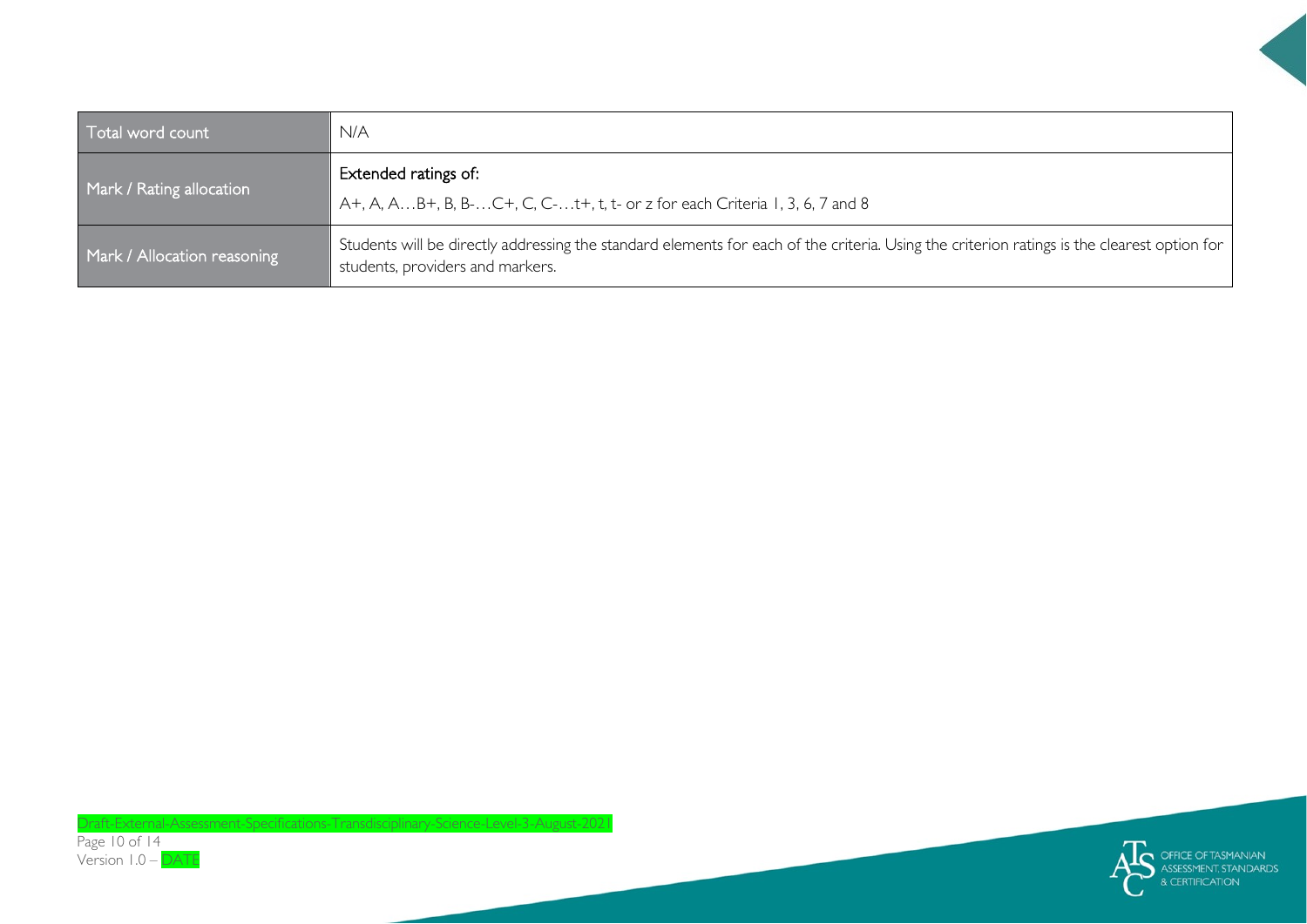| Total word count | N/A |
| --- | --- |
| Mark / Rating allocation | Extended ratings of:<br>A+, A, A…B+, B, B-…C+, C, C-…t+, t, t- or z for each Criteria 1, 3, 6, 7 and 8 |
| Mark / Allocation reasoning | Students will be directly addressing the standard elements for each of the criteria. Using the criterion ratings is the clearest option for students, providers and markers. |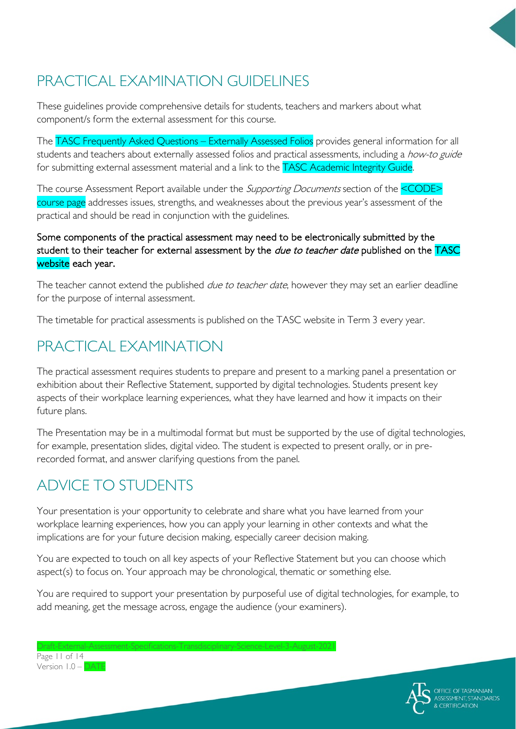# PRACTICAL EXAMINATION GUIDELINES

These guidelines provide comprehensive details for students, teachers and markers about what component/s form the external assessment for this course.

The TASC Frequently Asked Questions – Externally Assessed Folios provides general information for all students and teachers about externally assessed folios and practical assessments, including a *how-to guide* for submitting external assessment material and a link to the TASC Academic Integrity Guide.

The course Assessment Report available under the *Supporting Documents* section of the <CODE> course page addresses issues, strengths, and weaknesses about the previous year's assessment of the practical and should be read in conjunction with the guidelines.

Some components of the practical assessment may need to be electronically submitted by the student to their teacher for external assessment by the *due to teacher date* published on the TASC website each year.

The teacher cannot extend the published *due to teacher date*, however they may set an earlier deadline for the purpose of internal assessment.

The timetable for practical assessments is published on the TASC website in Term 3 every year.

# PRACTICAL EXAMINATION

The practical assessment requires students to prepare and present to a marking panel a presentation or exhibition about their Reflective Statement, supported by digital technologies. Students present key aspects of their workplace learning experiences, what they have learned and how it impacts on their future plans.

The Presentation may be in a multimodal format but must be supported by the use of digital technologies, for example, presentation slides, digital video. The student is expected to present orally, or in pre-recorded format, and answer clarifying questions from the panel.

# ADVICE TO STUDENTS

Your presentation is your opportunity to celebrate and share what you have learned from your workplace learning experiences, how you can apply your learning in other contexts and what the implications are for your future decision making, especially career decision making.

You are expected to touch on all key aspects of your Reflective Statement but you can choose which aspect(s) to focus on. Your approach may be chronological, thematic or something else.

You are required to support your presentation by purposeful use of digital technologies, for example, to add meaning, get the message across, engage the audience (your examiners).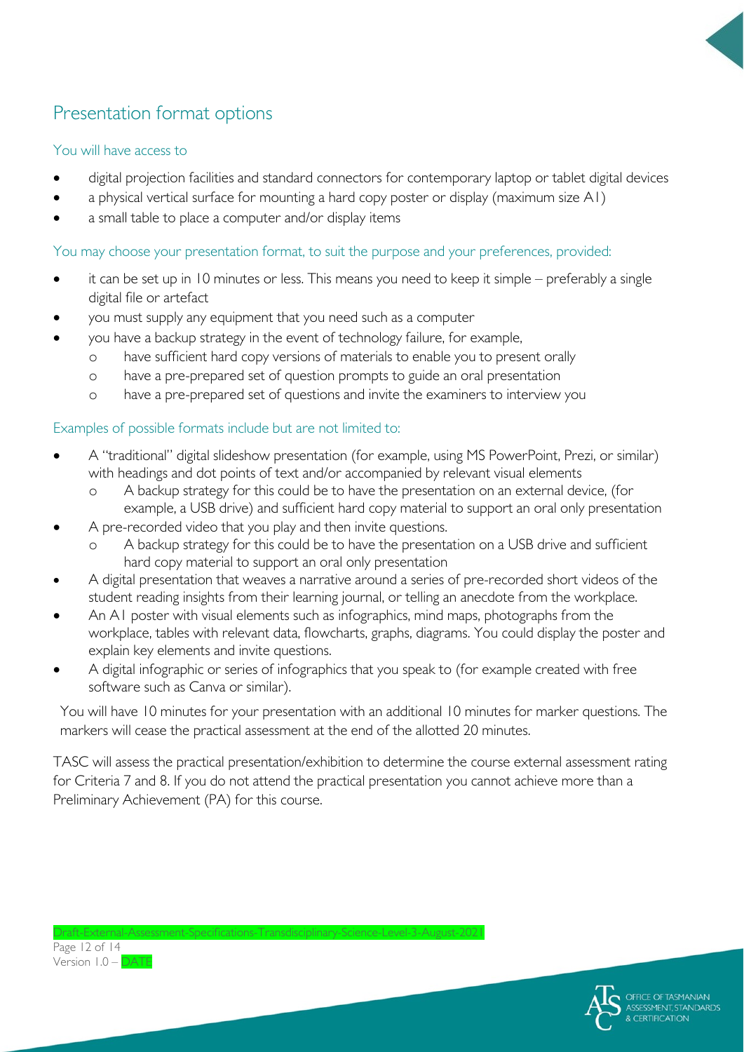## Presentation format options

### You will have access to

- digital projection facilities and standard connectors for contemporary laptop or tablet digital devices
- a physical vertical surface for mounting a hard copy poster or display (maximum size A1)
- a small table to place a computer and/or display items

### You may choose your presentation format, to suit the purpose and your preferences, provided:

- it can be set up in 10 minutes or less. This means you need to keep it simple – preferably a single digital file or artefact
- you must supply any equipment that you need such as a computer
- you have a backup strategy in the event of technology failure, for example,
  - have sufficient hard copy versions of materials to enable you to present orally
  - have a pre-prepared set of question prompts to guide an oral presentation
  - have a pre-prepared set of questions and invite the examiners to interview you

### Examples of possible formats include but are not limited to:

- A "traditional" digital slideshow presentation (for example, using MS PowerPoint, Prezi, or similar) with headings and dot points of text and/or accompanied by relevant visual elements
  - A backup strategy for this could be to have the presentation on an external device, (for example, a USB drive) and sufficient hard copy material to support an oral only presentation
- A pre-recorded video that you play and then invite questions.
  - A backup strategy for this could be to have the presentation on a USB drive and sufficient hard copy material to support an oral only presentation
- A digital presentation that weaves a narrative around a series of pre-recorded short videos of the student reading insights from their learning journal, or telling an anecdote from the workplace.
- An A1 poster with visual elements such as infographics, mind maps, photographs from the workplace, tables with relevant data, flowcharts, graphs, diagrams. You could display the poster and explain key elements and invite questions.
- A digital infographic or series of infographics that you speak to (for example created with free software such as Canva or similar).

You will have 10 minutes for your presentation with an additional 10 minutes for marker questions. The markers will cease the practical assessment at the end of the allotted 20 minutes.

TASC will assess the practical presentation/exhibition to determine the course external assessment rating for Criteria 7 and 8. If you do not attend the practical presentation you cannot achieve more than a Preliminary Achievement (PA) for this course.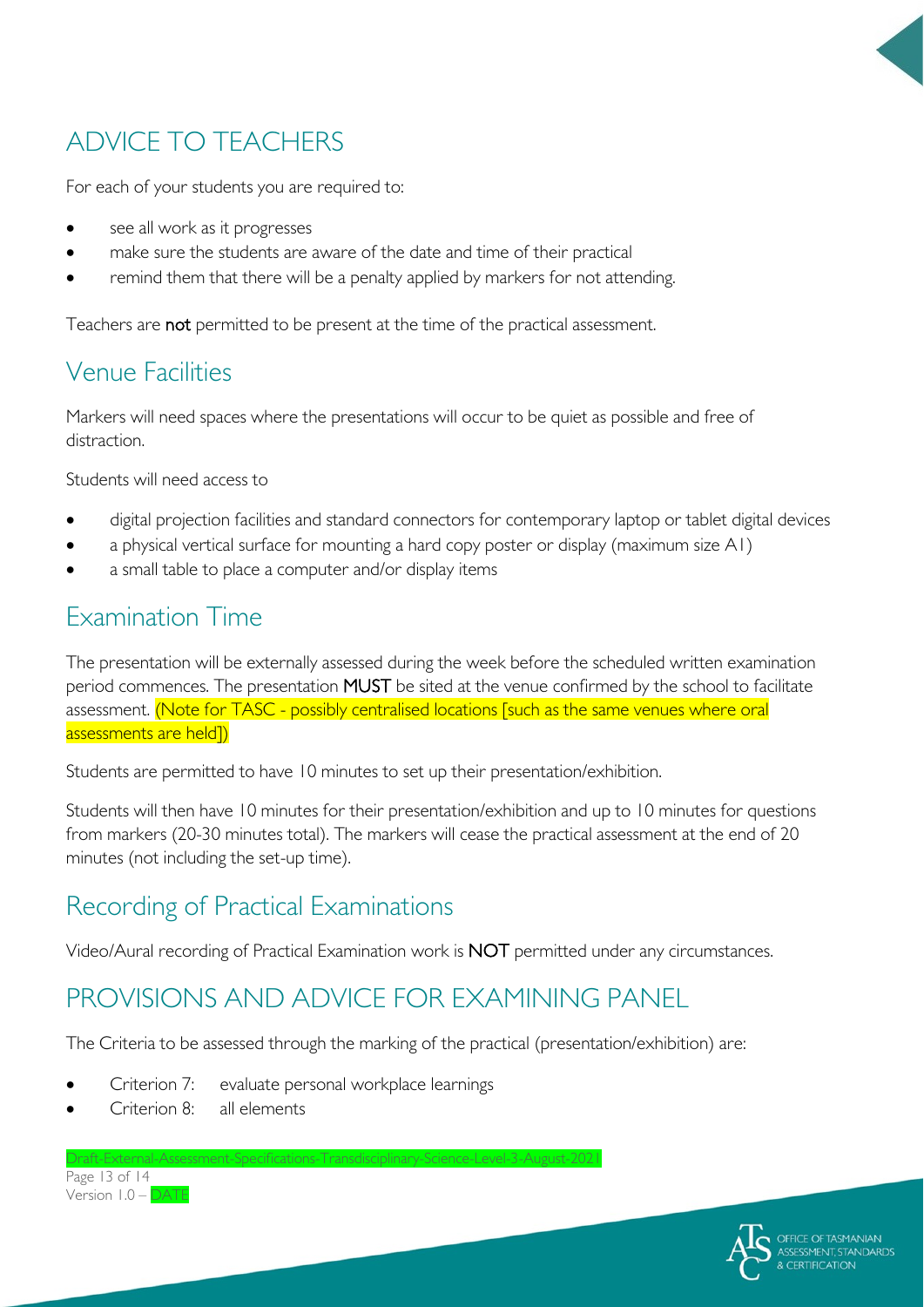# ADVICE TO TEACHERS

For each of your students you are required to:

- see all work as it progresses
- make sure the students are aware of the date and time of their practical
- remind them that there will be a penalty applied by markers for not attending.

Teachers are **not** permitted to be present at the time of the practical assessment.

## Venue Facilities

Markers will need spaces where the presentations will occur to be quiet as possible and free of distraction.

Students will need access to

- digital projection facilities and standard connectors for contemporary laptop or tablet digital devices
- a physical vertical surface for mounting a hard copy poster or display (maximum size A1)
- a small table to place a computer and/or display items

## Examination Time

The presentation will be externally assessed during the week before the scheduled written examination period commences. The presentation **MUST** be sited at the venue confirmed by the school to facilitate assessment. (Note for TASC - possibly centralised locations [such as the same venues where oral assessments are held])

Students are permitted to have 10 minutes to set up their presentation/exhibition.

Students will then have 10 minutes for their presentation/exhibition and up to 10 minutes for questions from markers (20-30 minutes total). The markers will cease the practical assessment at the end of 20 minutes (not including the set-up time).

## Recording of Practical Examinations

Video/Aural recording of Practical Examination work is **NOT** permitted under any circumstances.

# PROVISIONS AND ADVICE FOR EXAMINING PANEL

The Criteria to be assessed through the marking of the practical (presentation/exhibition) are:

- Criterion 7: evaluate personal workplace learnings
- Criterion 8: all elements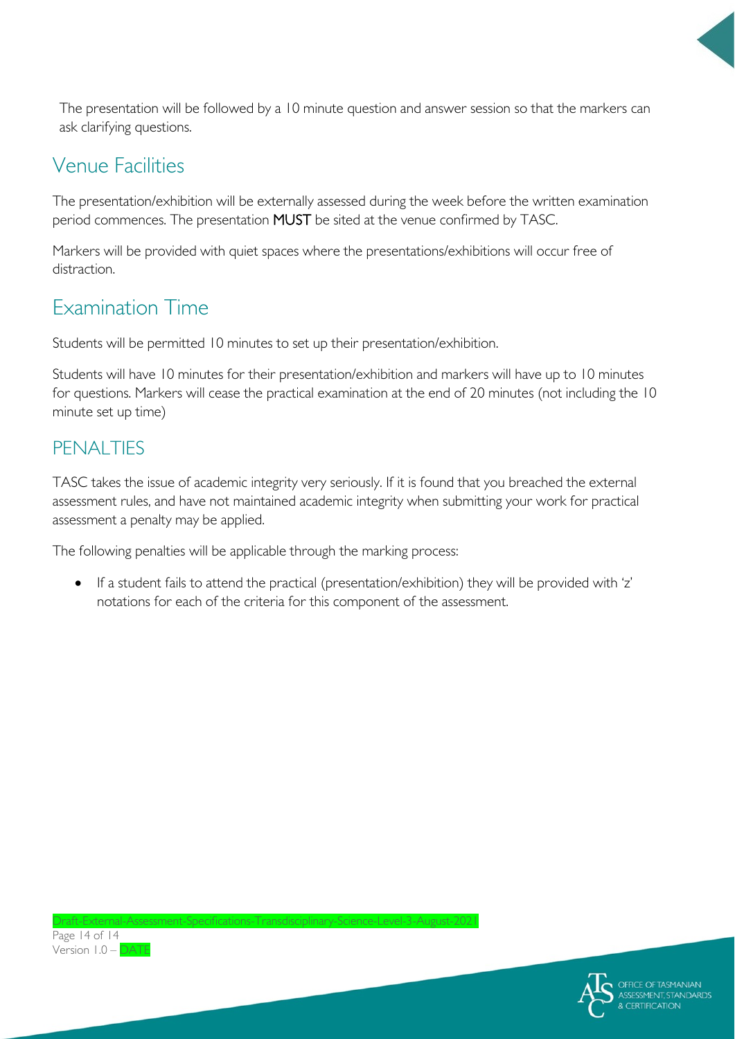The presentation will be followed by a 10 minute question and answer session so that the markers can ask clarifying questions.

## Venue Facilities

The presentation/exhibition will be externally assessed during the week before the written examination period commences. The presentation **MUST** be sited at the venue confirmed by TASC.

Markers will be provided with quiet spaces where the presentations/exhibitions will occur free of distraction.

## Examination Time

Students will be permitted 10 minutes to set up their presentation/exhibition.

Students will have 10 minutes for their presentation/exhibition and markers will have up to 10 minutes for questions. Markers will cease the practical examination at the end of 20 minutes (not including the 10 minute set up time)

## PENALTIES

TASC takes the issue of academic integrity very seriously. If it is found that you breached the external assessment rules, and have not maintained academic integrity when submitting your work for practical assessment a penalty may be applied.

The following penalties will be applicable through the marking process:

- If a student fails to attend the practical (presentation/exhibition) they will be provided with 'z' notations for each of the criteria for this component of the assessment.